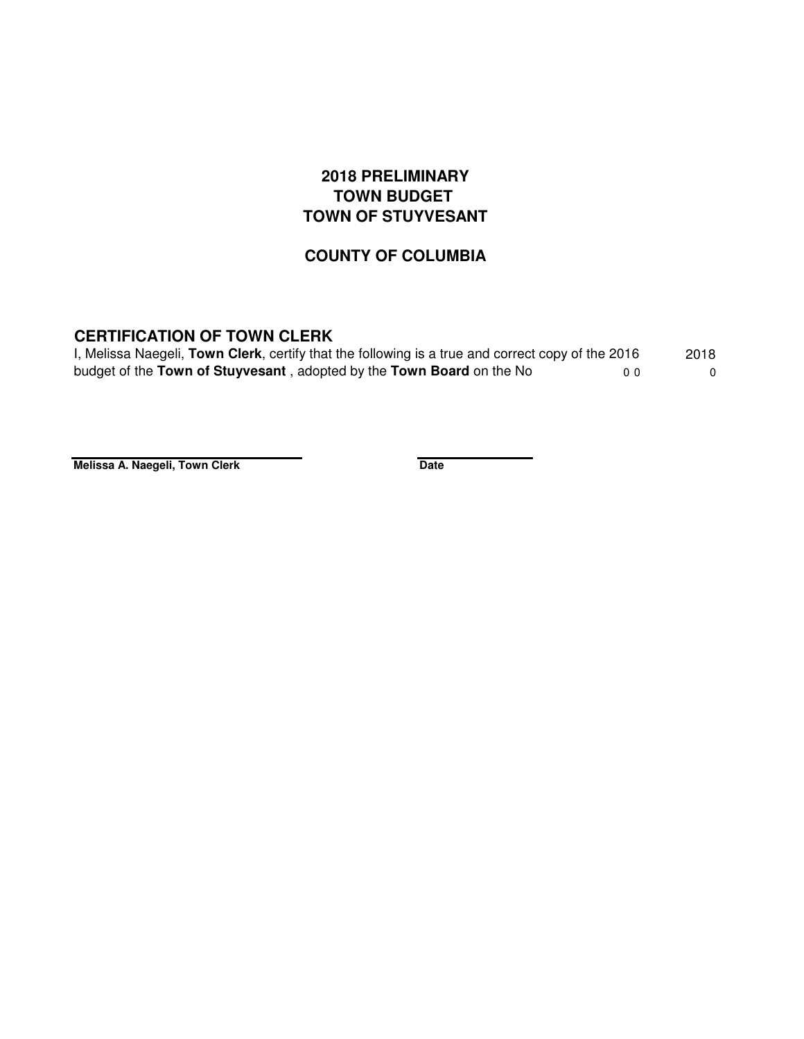# 2018 PRELIMINARY
# TOWN BUDGET
# TOWN OF STUYVESANT

## COUNTY OF COLUMBIA

### CERTIFICATION OF TOWN CLERK

I, Melissa Naegeli, **Town Clerk**, certify that the following is a true and correct copy of the 2016 2018
budget of the **Town of Stuyvesant** , adopted by the **Town Board** on the No 0 0 0

**Melissa A. Naegeli, Town Clerk** **Date**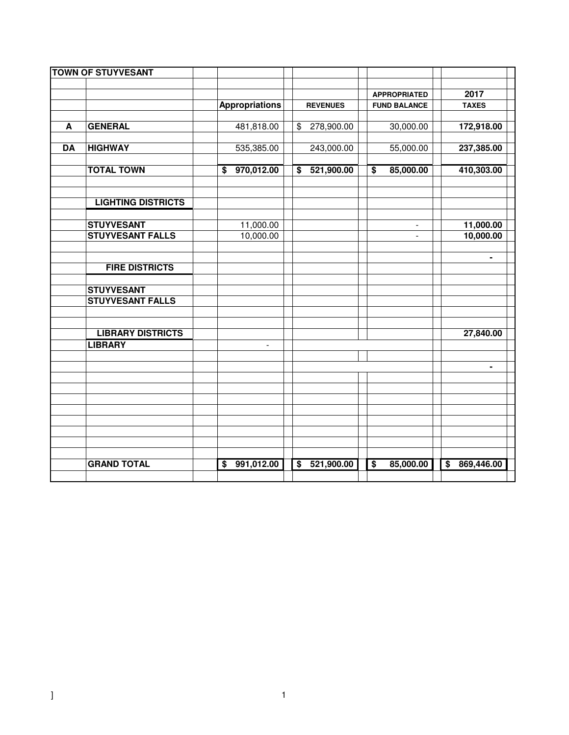| TOWN OF STUYVESANT | | | | | |
|---|---|---|---|---|---|
| | | | | APPROPRIATED | 2017 |
| | | Appropriations | REVENUES | FUND BALANCE | TAXES |
| A | GENERAL | 481,818.00 | $ 278,900.00 | 30,000.00 | 172,918.00 |
| DA | HIGHWAY | 535,385.00 | 243,000.00 | 55,000.00 | 237,385.00 |
| | TOTAL TOWN | $ 970,012.00 | $ 521,900.00 | $ 85,000.00 | 410,303.00 |
| | LIGHTING DISTRICTS | | | | |
| | STUYVESANT | 11,000.00 | | - | 11,000.00 |
| | STUYVESANT FALLS | 10,000.00 | | - | 10,000.00 |
| | | | | | - |
| | FIRE DISTRICTS | | | | |
| | STUYVESANT | | | | |
| | STUYVESANT FALLS | | | | |
| | LIBRARY DISTRICTS | | | | 27,840.00 |
| | LIBRARY | - | | | |
| | | | | | - |
| | GRAND TOTAL | $ 991,012.00 | $ 521,900.00 | $ 85,000.00 | $ 869,446.00 |

]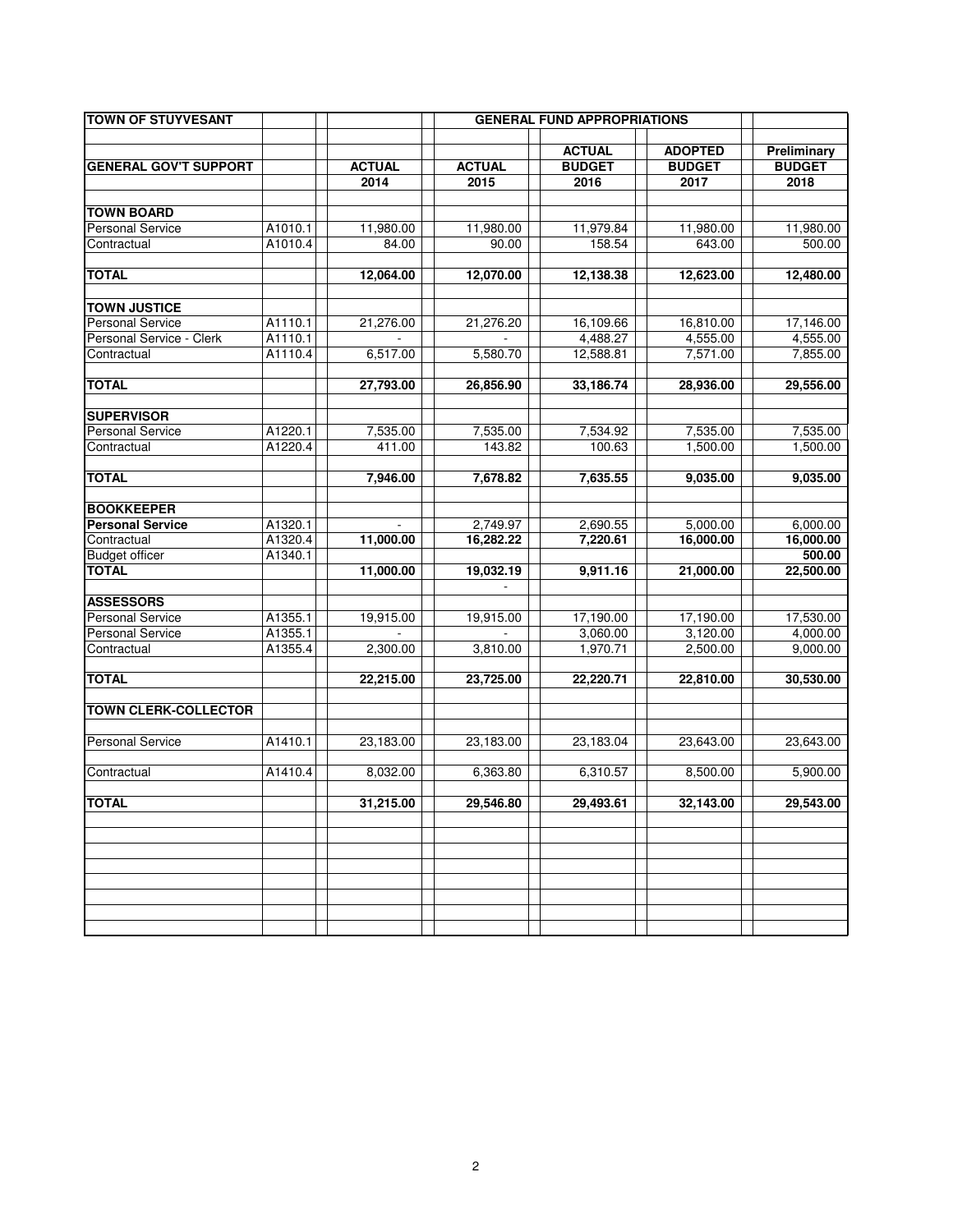| TOWN OF STUYVESANT | | GENERAL FUND APPROPRIATIONS | | | | |
|---|---|---|---|---|---|---|
| | | | | ACTUAL | ADOPTED | Preliminary |
| **GENERAL GOV'T SUPPORT** | | **ACTUAL** | **ACTUAL** | **BUDGET** | **BUDGET** | **BUDGET** |
| | | **2014** | **2015** | **2016** | **2017** | **2018** |
| **TOWN BOARD** | | | | | | |
| Personal Service | A1010.1 | 11,980.00 | 11,980.00 | 11,979.84 | 11,980.00 | 11,980.00 |
| Contractual | A1010.4 | 84.00 | 90.00 | 158.54 | 643.00 | 500.00 |
| **TOTAL** | | **12,064.00** | **12,070.00** | **12,138.38** | **12,623.00** | **12,480.00** |
| **TOWN JUSTICE** | | | | | | |
| Personal Service | A1110.1 | 21,276.00 | 21,276.20 | 16,109.66 | 16,810.00 | 17,146.00 |
| Personal Service - Clerk | A1110.1 | - | - | 4,488.27 | 4,555.00 | 4,555.00 |
| Contractual | A1110.4 | 6,517.00 | 5,580.70 | 12,588.81 | 7,571.00 | 7,855.00 |
| **TOTAL** | | **27,793.00** | **26,856.90** | **33,186.74** | **28,936.00** | **29,556.00** |
| **SUPERVISOR** | | | | | | |
| Personal Service | A1220.1 | 7,535.00 | 7,535.00 | 7,534.92 | 7,535.00 | 7,535.00 |
| Contractual | A1220.4 | 411.00 | 143.82 | 100.63 | 1,500.00 | 1,500.00 |
| **TOTAL** | | **7,946.00** | **7,678.82** | **7,635.55** | **9,035.00** | **9,035.00** |
| **BOOKKEEPER** | | | | | | |
| **Personal Service** | A1320.1 | - | 2,749.97 | 2,690.55 | 5,000.00 | 6,000.00 |
| Contractual | A1320.4 | **11,000.00** | **16,282.22** | **7,220.61** | **16,000.00** | **16,000.00** |
| Budget officer | A1340.1 | | | | | **500.00** |
| **TOTAL** | | **11,000.00** | **19,032.19** | **9,911.16** | **21,000.00** | **22,500.00** |
| | | | - | | | |
| **ASSESSORS** | | | | | | |
| Personal Service | A1355.1 | 19,915.00 | 19,915.00 | 17,190.00 | 17,190.00 | 17,530.00 |
| Personal Service | A1355.1 | - | - | 3,060.00 | 3,120.00 | 4,000.00 |
| Contractual | A1355.4 | 2,300.00 | 3,810.00 | 1,970.71 | 2,500.00 | 9,000.00 |
| **TOTAL** | | **22,215.00** | **23,725.00** | **22,220.71** | **22,810.00** | **30,530.00** |
| **TOWN CLERK-COLLECTOR** | | | | | | |
| Personal Service | A1410.1 | 23,183.00 | 23,183.00 | 23,183.04 | 23,643.00 | 23,643.00 |
| Contractual | A1410.4 | 8,032.00 | 6,363.80 | 6,310.57 | 8,500.00 | 5,900.00 |
| **TOTAL** | | **31,215.00** | **29,546.80** | **29,493.61** | **32,143.00** | **29,543.00** |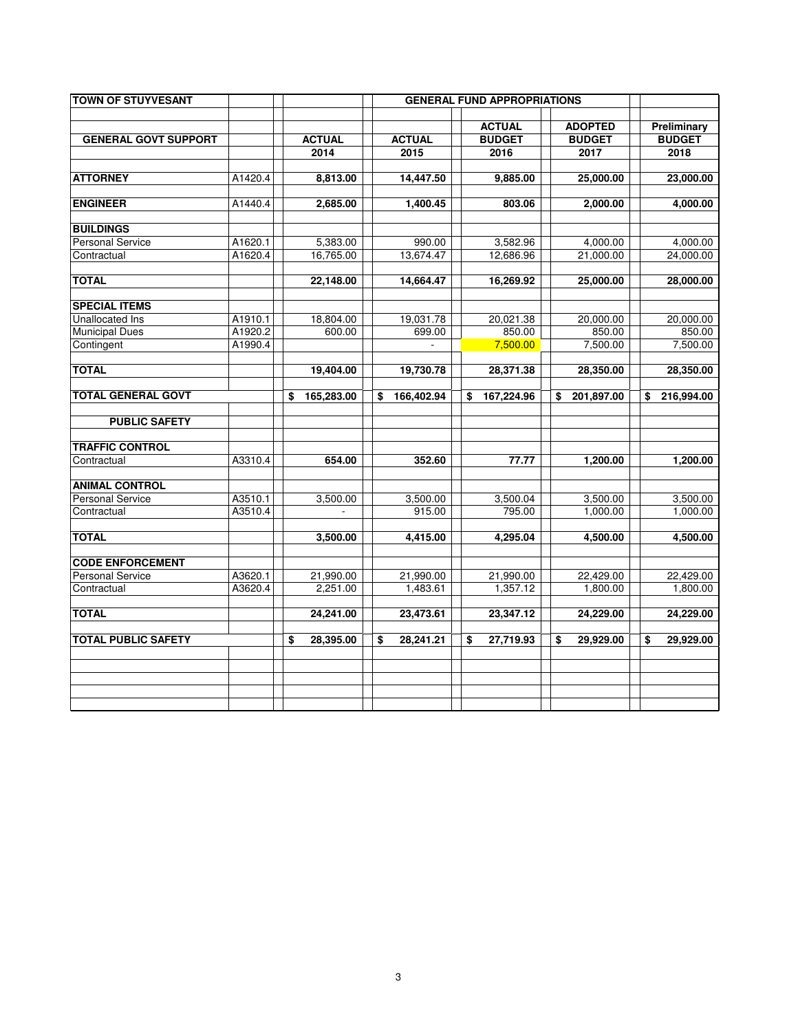| TOWN OF STUYVESANT | | GENERAL FUND APPROPRIATIONS | | | | |
|---|---|---|---|---|---|---|
| | | | | ACTUAL | ADOPTED | Preliminary |
| **GENERAL GOVT SUPPORT** | | **ACTUAL** | **ACTUAL** | **BUDGET** | **BUDGET** | **BUDGET** |
| | | **2014** | **2015** | **2016** | **2017** | **2018** |
| **ATTORNEY** | A1420.4 | **8,813.00** | **14,447.50** | **9,885.00** | **25,000.00** | **23,000.00** |
| **ENGINEER** | A1440.4 | **2,685.00** | **1,400.45** | **803.06** | **2,000.00** | **4,000.00** |
| **BUILDINGS** | | | | | | |
| Personal Service | A1620.1 | 5,383.00 | 990.00 | 3,582.96 | 4,000.00 | 4,000.00 |
| Contractual | A1620.4 | 16,765.00 | 13,674.47 | 12,686.96 | 21,000.00 | 24,000.00 |
| **TOTAL** | | **22,148.00** | **14,664.47** | **16,269.92** | **25,000.00** | **28,000.00** |
| **SPECIAL ITEMS** | | | | | | |
| Unallocated Ins | A1910.1 | 18,804.00 | 19,031.78 | 20,021.38 | 20,000.00 | 20,000.00 |
| Municipal Dues | A1920.2 | 600.00 | 699.00 | 850.00 | 850.00 | 850.00 |
| Contingent | A1990.4 | | - | 7,500.00 | 7,500.00 | 7,500.00 |
| **TOTAL** | | **19,404.00** | **19,730.78** | **28,371.38** | **28,350.00** | **28,350.00** |
| **TOTAL GENERAL GOVT** | | **$ 165,283.00** | **$ 166,402.94** | **$ 167,224.96** | **$ 201,897.00** | **$ 216,994.00** |
| **PUBLIC SAFETY** | | | | | | |
| **TRAFFIC CONTROL** | | | | | | |
| Contractual | A3310.4 | **654.00** | **352.60** | **77.77** | **1,200.00** | **1,200.00** |
| **ANIMAL CONTROL** | | | | | | |
| Personal Service | A3510.1 | 3,500.00 | 3,500.00 | 3,500.04 | 3,500.00 | 3,500.00 |
| Contractual | A3510.4 | - | 915.00 | 795.00 | 1,000.00 | 1,000.00 |
| **TOTAL** | | **3,500.00** | **4,415.00** | **4,295.04** | **4,500.00** | **4,500.00** |
| **CODE ENFORCEMENT** | | | | | | |
| Personal Service | A3620.1 | 21,990.00 | 21,990.00 | 21,990.00 | 22,429.00 | 22,429.00 |
| Contractual | A3620.4 | 2,251.00 | 1,483.61 | 1,357.12 | 1,800.00 | 1,800.00 |
| **TOTAL** | | **24,241.00** | **23,473.61** | **23,347.12** | **24,229.00** | **24,229.00** |
| **TOTAL PUBLIC SAFETY** | | **$ 28,395.00** | **$ 28,241.21** | **$ 27,719.93** | **$ 29,929.00** | **$ 29,929.00** |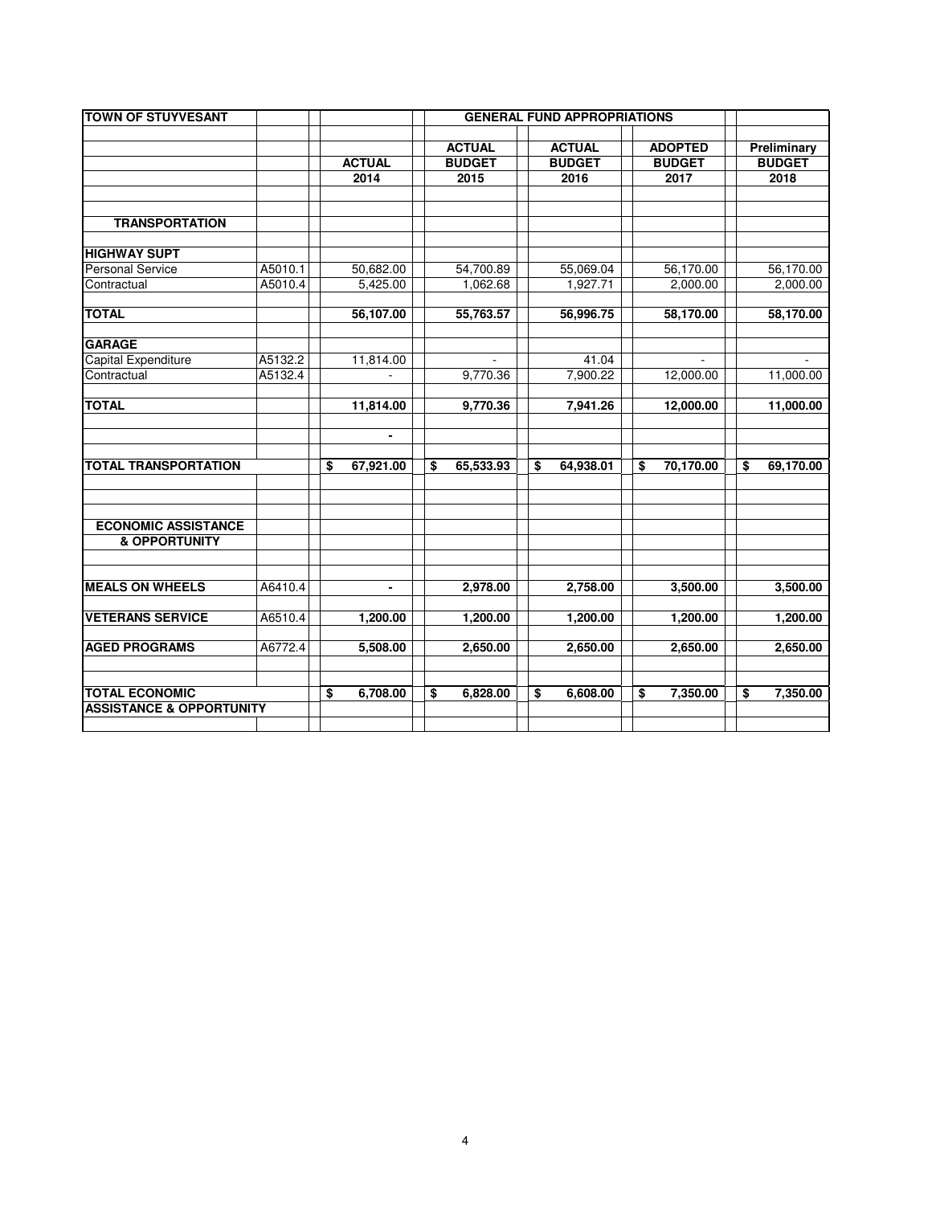| TOWN OF STUYVESANT | | GENERAL FUND APPROPRIATIONS | | | | |
|---|---|---|---|---|---|---|
| | | ACTUAL | ACTUAL BUDGET | ACTUAL BUDGET | ADOPTED BUDGET | Preliminary BUDGET |
| | | 2014 | 2015 | 2016 | 2017 | 2018 |
| **TRANSPORTATION** | | | | | | |
| **HIGHWAY SUPT** | | | | | | |
| Personal Service | A5010.1 | 50,682.00 | 54,700.89 | 55,069.04 | 56,170.00 | 56,170.00 |
| Contractual | A5010.4 | 5,425.00 | 1,062.68 | 1,927.71 | 2,000.00 | 2,000.00 |
| **TOTAL** | | **56,107.00** | **55,763.57** | **56,996.75** | **58,170.00** | **58,170.00** |
| **GARAGE** | | | | | | |
| Capital Expenditure | A5132.2 | 11,814.00 | - | 41.04 | - | - |
| Contractual | A5132.4 | - | 9,770.36 | 7,900.22 | 12,000.00 | 11,000.00 |
| **TOTAL** | | **11,814.00** | **9,770.36** | **7,941.26** | **12,000.00** | **11,000.00** |
| | | **-** | | | | |
| **TOTAL TRANSPORTATION** | | **$ 67,921.00** | **$ 65,533.93** | **$ 64,938.01** | **$ 70,170.00** | **$ 69,170.00** |
| **ECONOMIC ASSISTANCE & OPPORTUNITY** | | | | | | |
| **MEALS ON WHEELS** | A6410.4 | **-** | **2,978.00** | **2,758.00** | **3,500.00** | **3,500.00** |
| **VETERANS SERVICE** | A6510.4 | **1,200.00** | **1,200.00** | **1,200.00** | **1,200.00** | **1,200.00** |
| **AGED PROGRAMS** | A6772.4 | **5,508.00** | **2,650.00** | **2,650.00** | **2,650.00** | **2,650.00** |
| **TOTAL ECONOMIC ASSISTANCE & OPPORTUNITY** | | **$ 6,708.00** | **$ 6,828.00** | **$ 6,608.00** | **$ 7,350.00** | **$ 7,350.00** |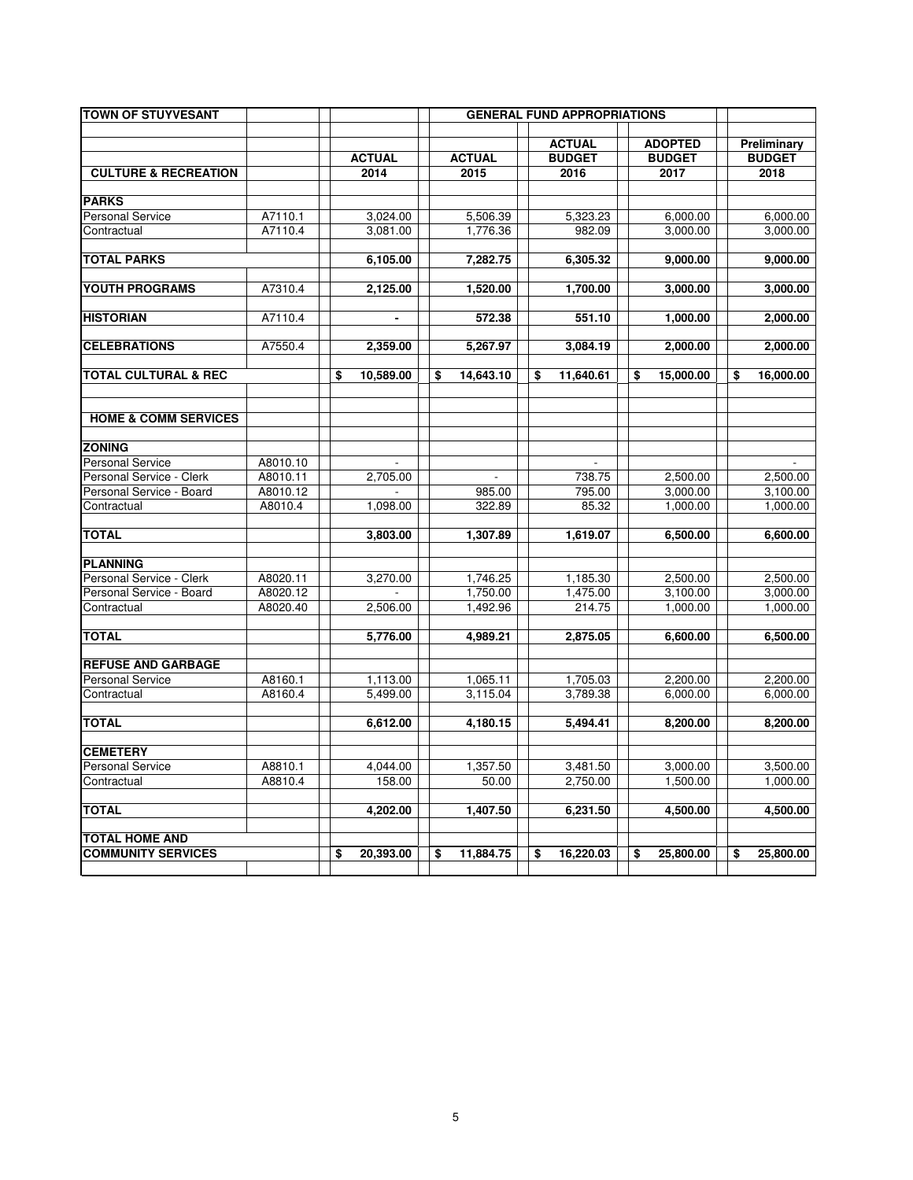| TOWN OF STUYVESANT | | GENERAL FUND APPROPRIATIONS | | | | |
|---|---|---|---|---|---|---|
| | | ACTUAL | ACTUAL | ACTUAL BUDGET | ADOPTED BUDGET | Preliminary BUDGET |
| **CULTURE & RECREATION** | | 2014 | 2015 | 2016 | 2017 | 2018 |
| **PARKS** | | | | | | |
| Personal Service | A7110.1 | 3,024.00 | 5,506.39 | 5,323.23 | 6,000.00 | 6,000.00 |
| Contractual | A7110.4 | 3,081.00 | 1,776.36 | 982.09 | 3,000.00 | 3,000.00 |
| **TOTAL PARKS** | | **6,105.00** | **7,282.75** | **6,305.32** | **9,000.00** | **9,000.00** |
| **YOUTH PROGRAMS** | A7310.4 | **2,125.00** | **1,520.00** | **1,700.00** | **3,000.00** | **3,000.00** |
| **HISTORIAN** | A7110.4 | **-** | **572.38** | **551.10** | **1,000.00** | **2,000.00** |
| **CELEBRATIONS** | A7550.4 | **2,359.00** | **5,267.97** | **3,084.19** | **2,000.00** | **2,000.00** |
| **TOTAL CULTURAL & REC** | | **$ 10,589.00** | **$ 14,643.10** | **$ 11,640.61** | **$ 15,000.00** | **$ 16,000.00** |
| **HOME & COMM SERVICES** | | | | | | |
| **ZONING** | | | | | | |
| Personal Service | A8010.10 | - | | - | | - |
| Personal Service - Clerk | A8010.11 | 2,705.00 | - | 738.75 | 2,500.00 | 2,500.00 |
| Personal Service - Board | A8010.12 | - | 985.00 | 795.00 | 3,000.00 | 3,100.00 |
| Contractual | A8010.4 | 1,098.00 | 322.89 | 85.32 | 1,000.00 | 1,000.00 |
| **TOTAL** | | **3,803.00** | **1,307.89** | **1,619.07** | **6,500.00** | **6,600.00** |
| **PLANNING** | | | | | | |
| Personal Service - Clerk | A8020.11 | 3,270.00 | 1,746.25 | 1,185.30 | 2,500.00 | 2,500.00 |
| Personal Service - Board | A8020.12 | - | 1,750.00 | 1,475.00 | 3,100.00 | 3,000.00 |
| Contractual | A8020.40 | 2,506.00 | 1,492.96 | 214.75 | 1,000.00 | 1,000.00 |
| **TOTAL** | | **5,776.00** | **4,989.21** | **2,875.05** | **6,600.00** | **6,500.00** |
| **REFUSE AND GARBAGE** | | | | | | |
| Personal Service | A8160.1 | 1,113.00 | 1,065.11 | 1,705.03 | 2,200.00 | 2,200.00 |
| Contractual | A8160.4 | 5,499.00 | 3,115.04 | 3,789.38 | 6,000.00 | 6,000.00 |
| **TOTAL** | | **6,612.00** | **4,180.15** | **5,494.41** | **8,200.00** | **8,200.00** |
| **CEMETERY** | | | | | | |
| Personal Service | A8810.1 | 4,044.00 | 1,357.50 | 3,481.50 | 3,000.00 | 3,500.00 |
| Contractual | A8810.4 | 158.00 | 50.00 | 2,750.00 | 1,500.00 | 1,000.00 |
| **TOTAL** | | **4,202.00** | **1,407.50** | **6,231.50** | **4,500.00** | **4,500.00** |
| **TOTAL HOME AND COMMUNITY SERVICES** | | **$ 20,393.00** | **$ 11,884.75** | **$ 16,220.03** | **$ 25,800.00** | **$ 25,800.00** |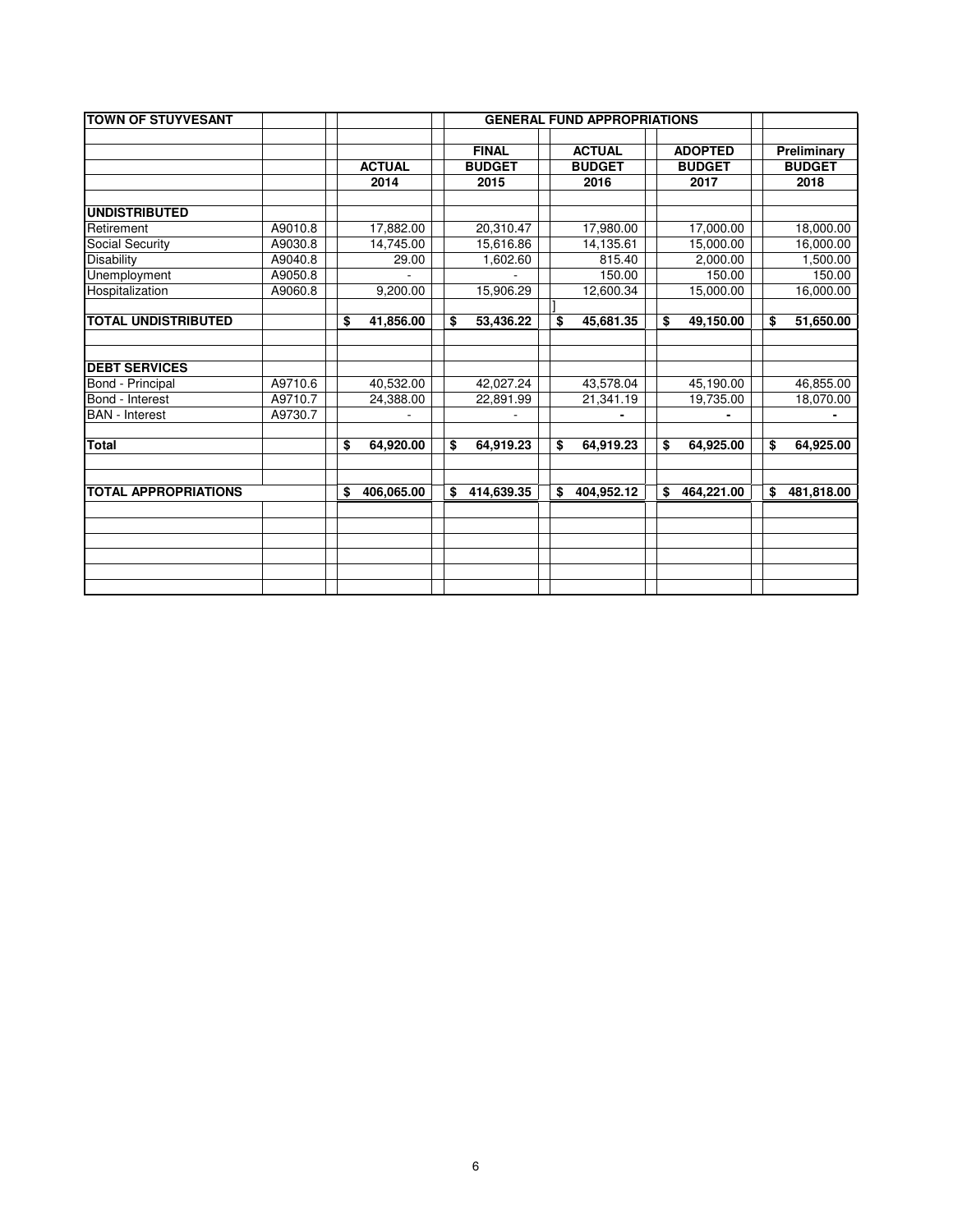| TOWN OF STUYVESANT | | GENERAL FUND APPROPRIATIONS | | | | |
|---|---|---|---|---|---|---|
| | | ACTUAL 2014 | FINAL BUDGET 2015 | ACTUAL BUDGET 2016 | ADOPTED BUDGET 2017 | Preliminary BUDGET 2018 |
| **UNDISTRIBUTED** | | | | | | |
| Retirement | A9010.8 | 17,882.00 | 20,310.47 | 17,980.00 | 17,000.00 | 18,000.00 |
| Social Security | A9030.8 | 14,745.00 | 15,616.86 | 14,135.61 | 15,000.00 | 16,000.00 |
| Disability | A9040.8 | 29.00 | 1,602.60 | 815.40 | 2,000.00 | 1,500.00 |
| Unemployment | A9050.8 | - | - | 150.00 | 150.00 | 150.00 |
| Hospitalization | A9060.8 | 9,200.00 | 15,906.29 | 12,600.34 | 15,000.00 | 16,000.00 |
| **TOTAL UNDISTRIBUTED** | | **$ 41,856.00** | **$ 53,436.22** | **$ 45,681.35** | **$ 49,150.00** | **$ 51,650.00** |
| **DEBT SERVICES** | | | | | | |
| Bond - Principal | A9710.6 | 40,532.00 | 42,027.24 | 43,578.04 | 45,190.00 | 46,855.00 |
| Bond - Interest | A9710.7 | 24,388.00 | 22,891.99 | 21,341.19 | 19,735.00 | 18,070.00 |
| BAN - Interest | A9730.7 | - | - | - | - | - |
| **Total** | | **$ 64,920.00** | **$ 64,919.23** | **$ 64,919.23** | **$ 64,925.00** | **$ 64,925.00** |
| **TOTAL APPROPRIATIONS** | | **$ 406,065.00** | **$ 414,639.35** | **$ 404,952.12** | **$ 464,221.00** | **$ 481,818.00** |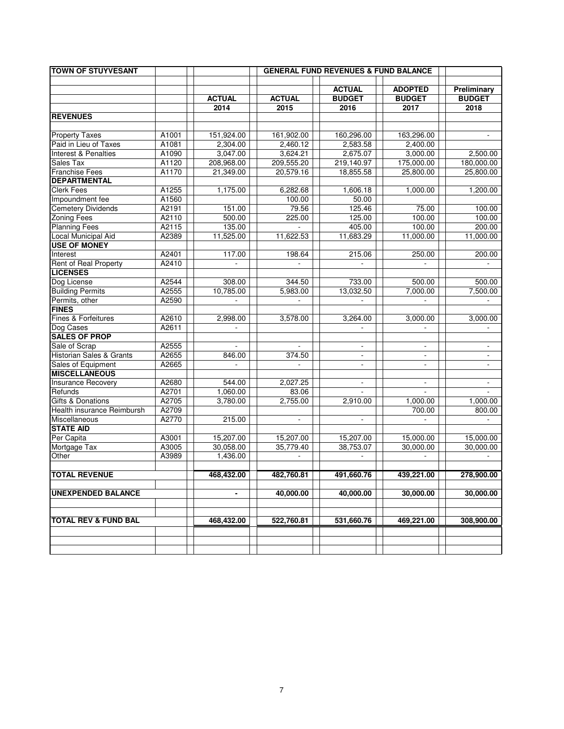| TOWN OF STUYVESANT | | | GENERAL FUND REVENUES & FUND BALANCE | | | |
|---|---|---|---|---|---|---|
| | | | | ACTUAL | ADOPTED | Preliminary |
| | | ACTUAL | ACTUAL | BUDGET | BUDGET | BUDGET |
| | | 2014 | 2015 | 2016 | 2017 | 2018 |
| **REVENUES** | | | | | | |
| Property Taxes | A1001 | 151,924.00 | 161,902.00 | 160,296.00 | 163,296.00 | - |
| Paid in Lieu of Taxes | A1081 | 2,304.00 | 2,460.12 | 2,583.58 | 2,400.00 | |
| Interest & Penalties | A1090 | 3,047.00 | 3,624.21 | 2,675.07 | 3,000.00 | 2,500.00 |
| Sales Tax | A1120 | 208,968.00 | 209,555.20 | 219,140.97 | 175,000.00 | 180,000.00 |
| Franchise Fees | A1170 | 21,349.00 | 20,579.16 | 18,855.58 | 25,800.00 | 25,800.00 |
| **DEPARTMENTAL** | | | | | | |
| Clerk Fees | A1255 | 1,175.00 | 6,282.68 | 1,606.18 | 1,000.00 | 1,200.00 |
| Impoundment fee | A1560 | | 100.00 | 50.00 | | |
| Cemetery Dividends | A2191 | 151.00 | 79.56 | 125.46 | 75.00 | 100.00 |
| Zoning Fees | A2110 | 500.00 | 225.00 | 125.00 | 100.00 | 100.00 |
| Planning Fees | A2115 | 135.00 | - | 405.00 | 100.00 | 200.00 |
| Local Municipal Aid | A2389 | 11,525.00 | 11,622.53 | 11,683.29 | 11,000.00 | 11,000.00 |
| **USE OF MONEY** | | | | | | |
| Interest | A2401 | 117.00 | 198.64 | 215.06 | 250.00 | 200.00 |
| Rent of Real Property | A2410 | - | - | - | - | - |
| **LICENSES** | | | | | | |
| Dog License | A2544 | 308.00 | 344.50 | 733.00 | 500.00 | 500.00 |
| Building Permits | A2555 | 10,785.00 | 5,983.00 | 13,032.50 | 7,000.00 | 7,500.00 |
| Permits, other | A2590 | - | - | - | - | - |
| **FINES** | | | | | | |
| Fines & Forfeitures | A2610 | 2,998.00 | 3,578.00 | 3,264.00 | 3,000.00 | 3,000.00 |
| Dog Cases | A2611 | - | | - | - | - |
| **SALES OF PROP** | | | | | | |
| Sale of Scrap | A2555 | - | - | - | - | - |
| Historian Sales & Grants | A2655 | 846.00 | 374.50 | - | - | - |
| Sales of Equipment | A2665 | - | - | - | - | - |
| **MISCELLANEOUS** | | | | | | |
| Insurance Recovery | A2680 | 544.00 | 2,027.25 | - | - | - |
| Refunds | A2701 | 1,060.00 | 83.06 | - | - | - |
| Gifts & Donations | A2705 | 3,780.00 | 2,755.00 | 2,910.00 | 1,000.00 | 1,000.00 |
| Health insurance Reimbursh | A2709 | | | | 700.00 | 800.00 |
| Miscellaneous | A2770 | 215.00 | - | - | - | - |
| **STATE AID** | | | | | | |
| Per Capita | A3001 | 15,207.00 | 15,207.00 | 15,207.00 | 15,000.00 | 15,000.00 |
| Mortgage Tax | A3005 | 30,058.00 | 35,779.40 | 38,753.07 | 30,000.00 | 30,000.00 |
| Other | A3989 | 1,436.00 | - | - | - | - |
| **TOTAL REVENUE** | | 468,432.00 | 482,760.81 | 491,660.76 | 439,221.00 | 278,900.00 |
| **UNEXPENDED BALANCE** | | - | 40,000.00 | 40,000.00 | 30,000.00 | 30,000.00 |
| **TOTAL REV & FUND BAL** | | 468,432.00 | 522,760.81 | 531,660.76 | 469,221.00 | 308,900.00 |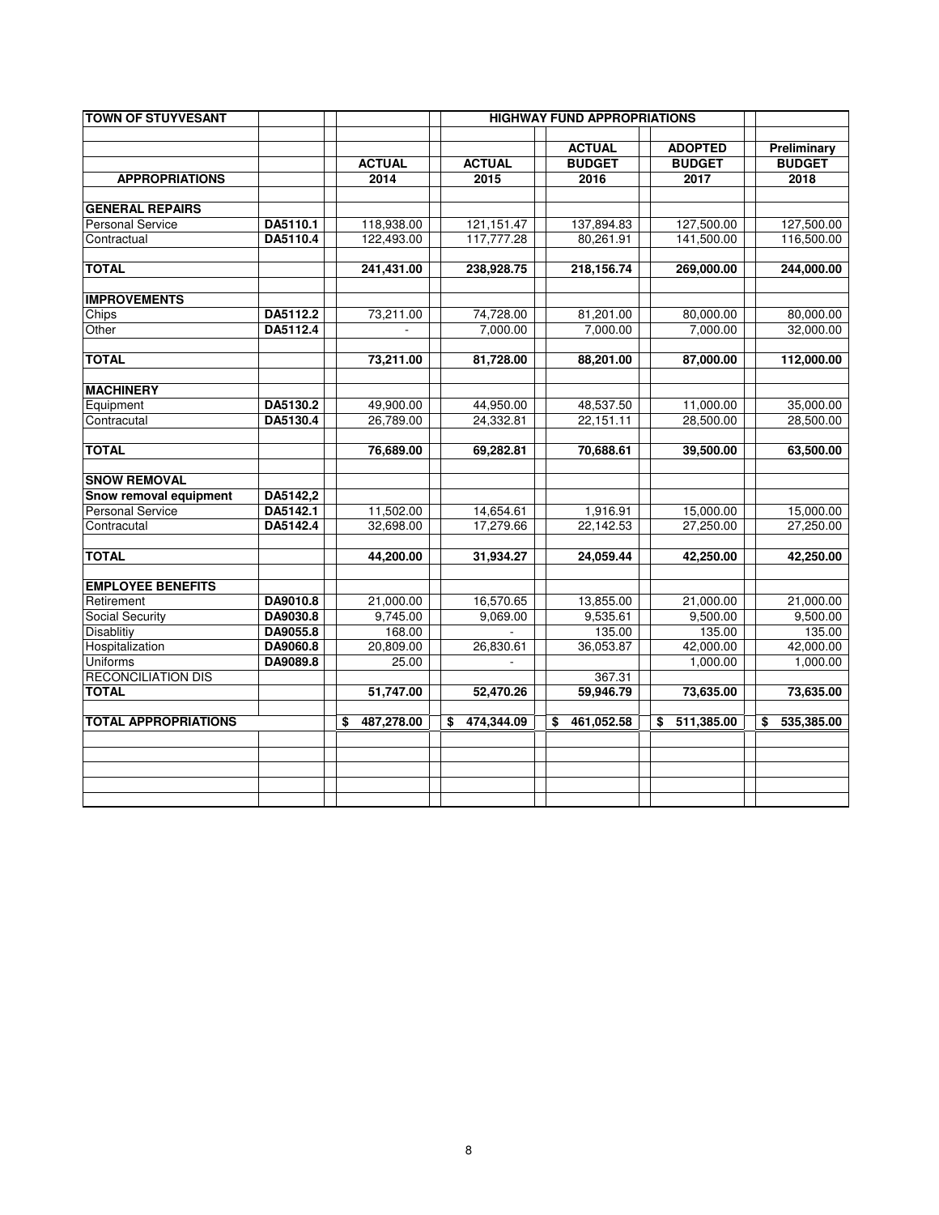| TOWN OF STUYVESANT | | | HIGHWAY FUND APPROPRIATIONS | | | |
|---|---|---|---|---|---|---|
| | | | | ACTUAL | ADOPTED | Preliminary |
| | | ACTUAL | ACTUAL | BUDGET | BUDGET | BUDGET |
| **APPROPRIATIONS** | | 2014 | 2015 | 2016 | 2017 | 2018 |
| **GENERAL REPAIRS** | | | | | | |
| Personal Service | DA5110.1 | 118,938.00 | 121,151.47 | 137,894.83 | 127,500.00 | 127,500.00 |
| Contractual | DA5110.4 | 122,493.00 | 117,777.28 | 80,261.91 | 141,500.00 | 116,500.00 |
| **TOTAL** | | 241,431.00 | 238,928.75 | 218,156.74 | 269,000.00 | 244,000.00 |
| **IMPROVEMENTS** | | | | | | |
| Chips | DA5112.2 | 73,211.00 | 74,728.00 | 81,201.00 | 80,000.00 | 80,000.00 |
| Other | DA5112.4 | - | 7,000.00 | 7,000.00 | 7,000.00 | 32,000.00 |
| **TOTAL** | | 73,211.00 | 81,728.00 | 88,201.00 | 87,000.00 | 112,000.00 |
| **MACHINERY** | | | | | | |
| Equipment | DA5130.2 | 49,900.00 | 44,950.00 | 48,537.50 | 11,000.00 | 35,000.00 |
| Contracautal | DA5130.4 | 26,789.00 | 24,332.81 | 22,151.11 | 28,500.00 | 28,500.00 |
| **TOTAL** | | 76,689.00 | 69,282.81 | 70,688.61 | 39,500.00 | 63,500.00 |
| **SNOW REMOVAL** | | | | | | |
| **Snow removal equipment** | DA5142,2 | | | | | |
| Personal Service | DA5142.1 | 11,502.00 | 14,654.61 | 1,916.91 | 15,000.00 | 15,000.00 |
| Contracautal | DA5142.4 | 32,698.00 | 17,279.66 | 22,142.53 | 27,250.00 | 27,250.00 |
| **TOTAL** | | 44,200.00 | 31,934.27 | 24,059.44 | 42,250.00 | 42,250.00 |
| **EMPLOYEE BENEFITS** | | | | | | |
| Retirement | DA9010.8 | 21,000.00 | 16,570.65 | 13,855.00 | 21,000.00 | 21,000.00 |
| Social Security | DA9030.8 | 9,745.00 | 9,069.00 | 9,535.61 | 9,500.00 | 9,500.00 |
| Disablitiy | DA9055.8 | 168.00 | - | 135.00 | 135.00 | 135.00 |
| Hospitalization | DA9060.8 | 20,809.00 | 26,830.61 | 36,053.87 | 42,000.00 | 42,000.00 |
| Uniforms | DA9089.8 | 25.00 | - | | 1,000.00 | 1,000.00 |
| RECONCILIATION DIS | | | | 367.31 | | |
| **TOTAL** | | 51,747.00 | 52,470.26 | 59,946.79 | 73,635.00 | 73,635.00 |
| **TOTAL APPROPRIATIONS** | | $ 487,278.00 | $ 474,344.09 | $ 461,052.58 | $ 511,385.00 | $ 535,385.00 |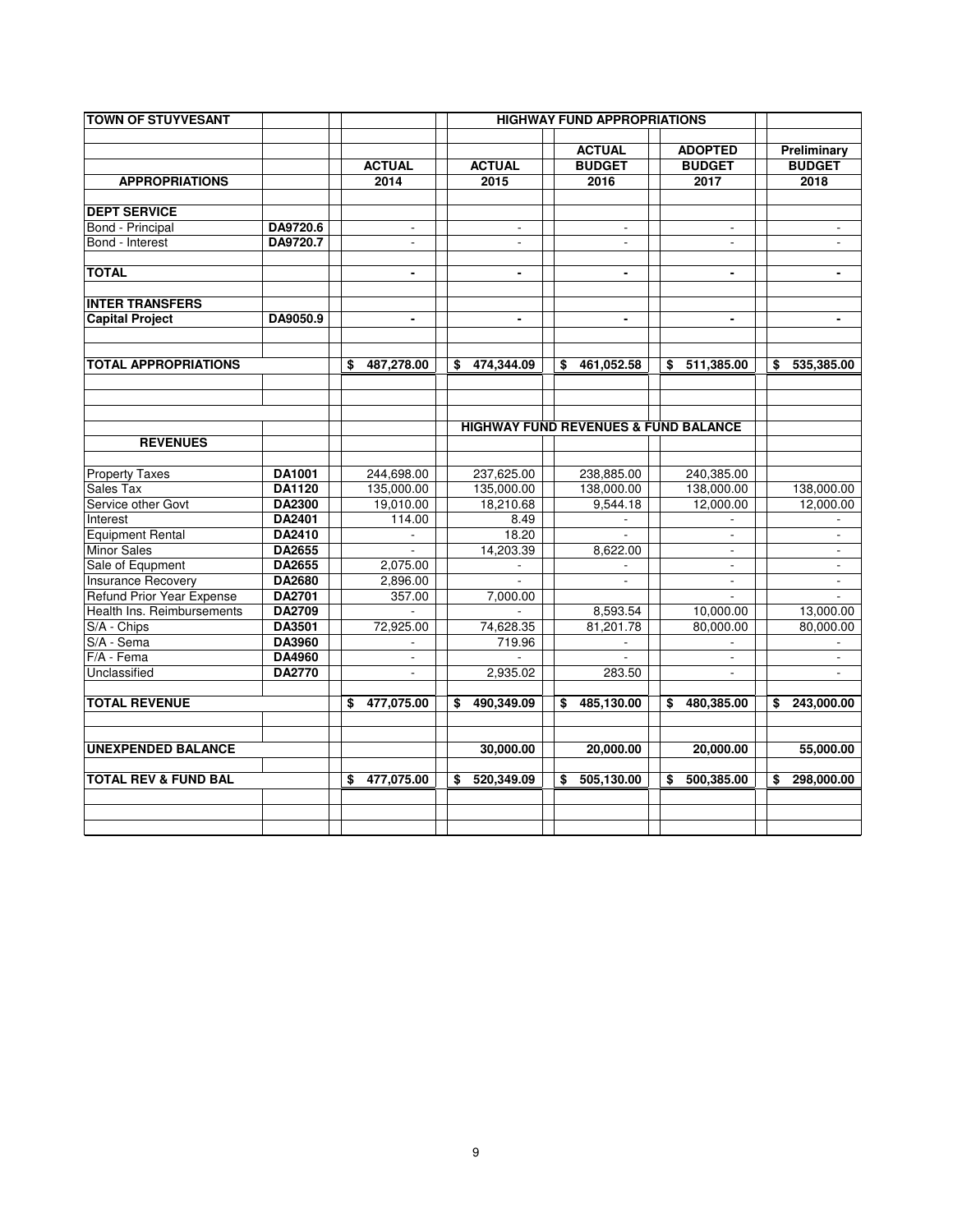| TOWN OF STUYVESANT | | HIGHWAY FUND APPROPRIATIONS | | | | |
|---|---|---|---|---|---|---|
| | | | | ACTUAL | ADOPTED | Preliminary |
| | | ACTUAL | ACTUAL | BUDGET | BUDGET | BUDGET |
| **APPROPRIATIONS** | | 2014 | 2015 | 2016 | 2017 | 2018 |
| **DEPT SERVICE** | | | | | | |
| Bond - Principal | DA9720.6 | - | - | - | - | - |
| Bond - Interest | DA9720.7 | - | - | - | - | - |
| **TOTAL** | | - | - | - | - | - |
| **INTER TRANSFERS** | | | | | | |
| **Capital Project** | DA9050.9 | - | - | - | - | - |
| **TOTAL APPROPRIATIONS** | | $ 487,278.00 | $ 474,344.09 | $ 461,052.58 | $ 511,385.00 | $ 535,385.00 |

| | | HIGHWAY FUND REVENUES & FUND BALANCE | | | | |
|---|---|---|---|---|---|---|
| **REVENUES** | | | | | | |
| Property Taxes | DA1001 | 244,698.00 | 237,625.00 | 238,885.00 | 240,385.00 | |
| Sales Tax | DA1120 | 135,000.00 | 135,000.00 | 138,000.00 | 138,000.00 | 138,000.00 |
| Service other Govt | DA2300 | 19,010.00 | 18,210.68 | 9,544.18 | 12,000.00 | 12,000.00 |
| Interest | DA2401 | 114.00 | 8.49 | - | - | - |
| Equipment Rental | DA2410 | - | 18.20 | - | - | - |
| Minor Sales | DA2655 | - | 14,203.39 | 8,622.00 | - | - |
| Sale of Equpment | DA2655 | 2,075.00 | - | - | - | - |
| Insurance Recovery | DA2680 | 2,896.00 | - | - | - | - |
| Refund Prior Year Expense | DA2701 | 357.00 | 7,000.00 | | - | - |
| Health Ins. Reimbursements | DA2709 | - | - | 8,593.54 | 10,000.00 | 13,000.00 |
| S/A - Chips | DA3501 | 72,925.00 | 74,628.35 | 81,201.78 | 80,000.00 | 80,000.00 |
| S/A - Sema | DA3960 | - | 719.96 | - | - | - |
| F/A - Fema | DA4960 | - | - | - | - | - |
| Unclassified | DA2770 | - | 2,935.02 | 283.50 | - | - |
| **TOTAL REVENUE** | | $ 477,075.00 | $ 490,349.09 | $ 485,130.00 | $ 480,385.00 | $ 243,000.00 |
| **UNEXPENDED BALANCE** | | | 30,000.00 | 20,000.00 | 20,000.00 | 55,000.00 |
| **TOTAL REV & FUND BAL** | | $ 477,075.00 | $ 520,349.09 | $ 505,130.00 | $ 500,385.00 | $ 298,000.00 |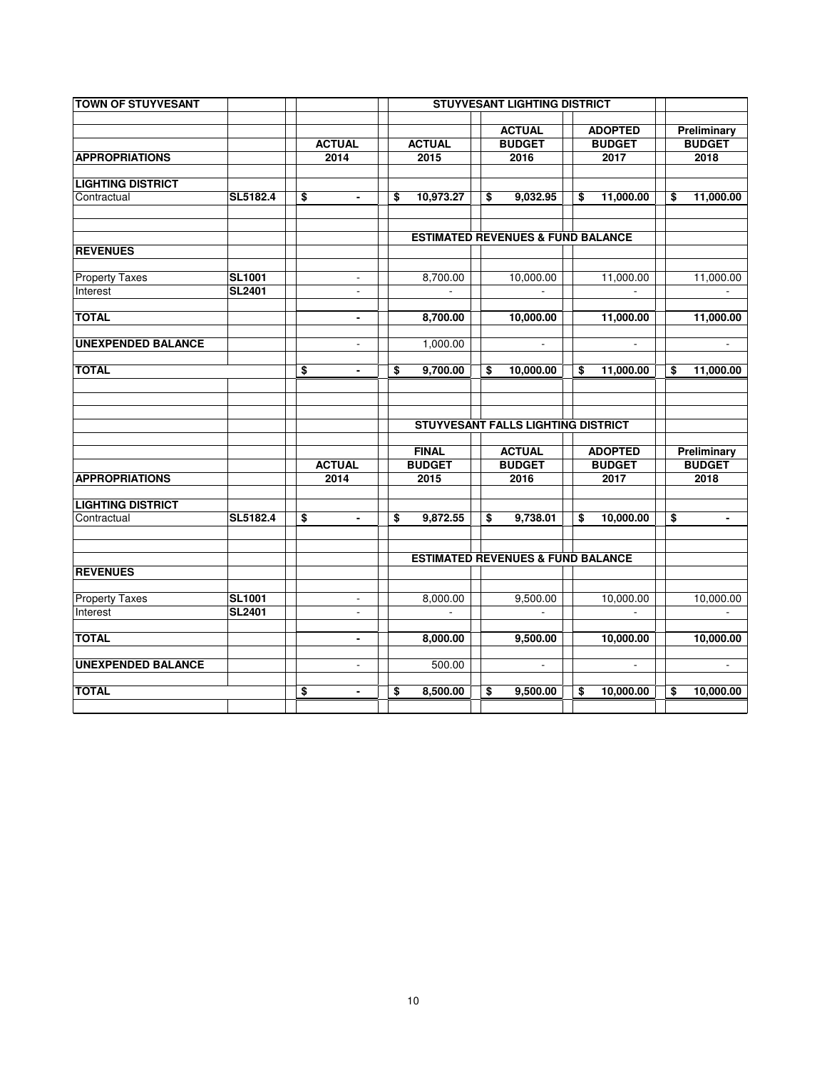| TOWN OF STUYVESANT | | STUYVESANT LIGHTING DISTRICT | | | | |
|---|---|---|---|---|---|---|
| | | | | ACTUAL | ADOPTED | Preliminary |
| | | ACTUAL | ACTUAL | BUDGET | BUDGET | BUDGET |
| **APPROPRIATIONS** | | 2014 | 2015 | 2016 | 2017 | 2018 |
| **LIGHTING DISTRICT** | | | | | | |
| Contractual | SL5182.4 | $ - | $ 10,973.27 | $ 9,032.95 | $ 11,000.00 | $ 11,000.00 |
| | | | **ESTIMATED REVENUES & FUND BALANCE** | | | |
| **REVENUES** | | | | | | |
| Property Taxes | SL1001 | - | 8,700.00 | 10,000.00 | 11,000.00 | 11,000.00 |
| Interest | SL2401 | - | - | - | - | - |
| **TOTAL** | | - | 8,700.00 | 10,000.00 | 11,000.00 | 11,000.00 |
| **UNEXPENDED BALANCE** | | - | 1,000.00 | - | - | - |
| **TOTAL** | | $ - | $ 9,700.00 | $ 10,000.00 | $ 11,000.00 | $ 11,000.00 |

| | | STUYVESANT FALLS LIGHTING DISTRICT | | | | |
|---|---|---|---|---|---|---|
| | | | FINAL | ACTUAL | ADOPTED | Preliminary |
| | | ACTUAL | BUDGET | BUDGET | BUDGET | BUDGET |
| **APPROPRIATIONS** | | 2014 | 2015 | 2016 | 2017 | 2018 |
| **LIGHTING DISTRICT** | | | | | | |
| Contractual | SL5182.4 | $ - | $ 9,872.55 | $ 9,738.01 | $ 10,000.00 | $ - |
| | | | **ESTIMATED REVENUES & FUND BALANCE** | | | |
| **REVENUES** | | | | | | |
| Property Taxes | SL1001 | - | 8,000.00 | 9,500.00 | 10,000.00 | 10,000.00 |
| Interest | SL2401 | - | - | - | - | - |
| **TOTAL** | | - | 8,000.00 | 9,500.00 | 10,000.00 | 10,000.00 |
| **UNEXPENDED BALANCE** | | - | 500.00 | - | - | - |
| **TOTAL** | | $ - | $ 8,500.00 | $ 9,500.00 | $ 10,000.00 | $ 10,000.00 |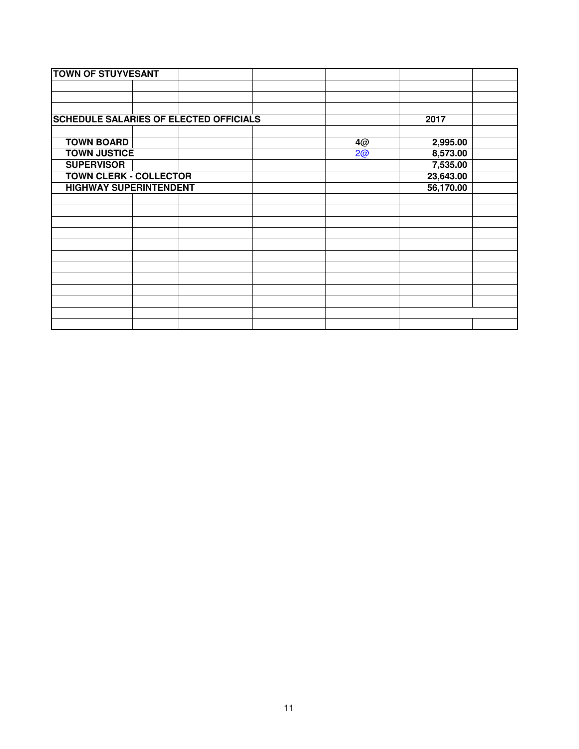| | | | | | | |
|---|---|---|---|---|---|---|
| **TOWN OF STUYVESANT** | | | | | | |
| **SCHEDULE SALARIES OF ELECTED OFFICIALS** | | | | | **2017** | |
| **TOWN BOARD** | | | | **4@** | **2,995.00** | |
| **TOWN JUSTICE** | | | | 2@ | **8,573.00** | |
| **SUPERVISOR** | | | | | **7,535.00** | |
| **TOWN CLERK - COLLECTOR** | | | | | **23,643.00** | |
| **HIGHWAY SUPERINTENDENT** | | | | | **56,170.00** | |